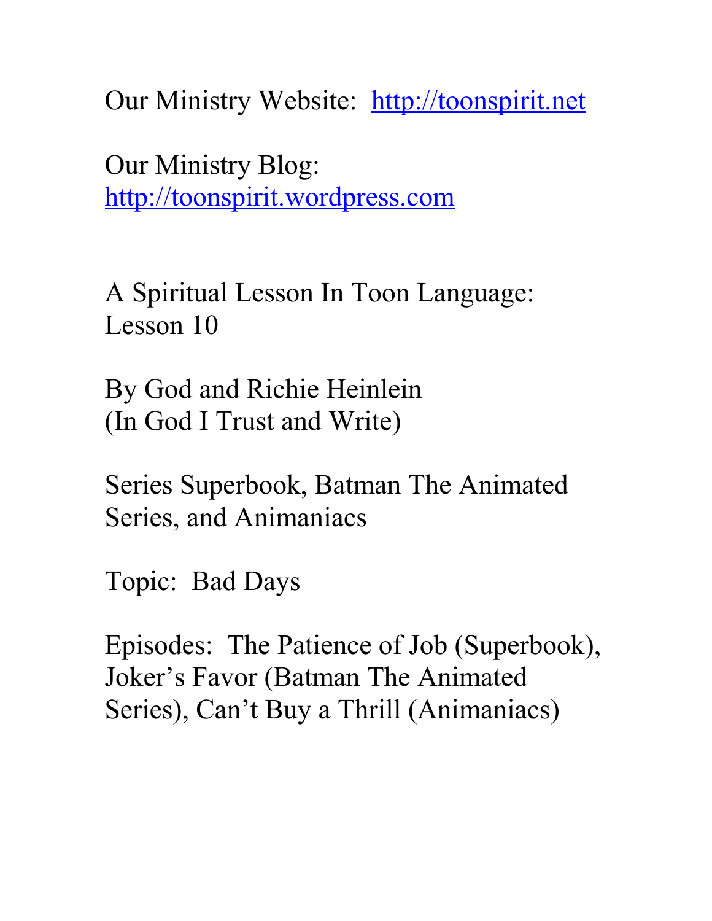Our Ministry Website: [http://toonspirit.net](http://toonspirit.net)

Our Ministry Blog: [http://toonspirit.wordpress.com](http://toonspirit.wordpress.com)

A Spiritual Lesson In Toon Language: Lesson 10

By God and Richie Heinlein
(In God I Trust and Write)

Series Superbook, Batman The Animated Series, and Animaniacs

Topic: Bad Days

Episodes: The Patience of Job (Superbook), Joker's Favor (Batman The Animated Series), Can't Buy a Thrill (Animaniacs)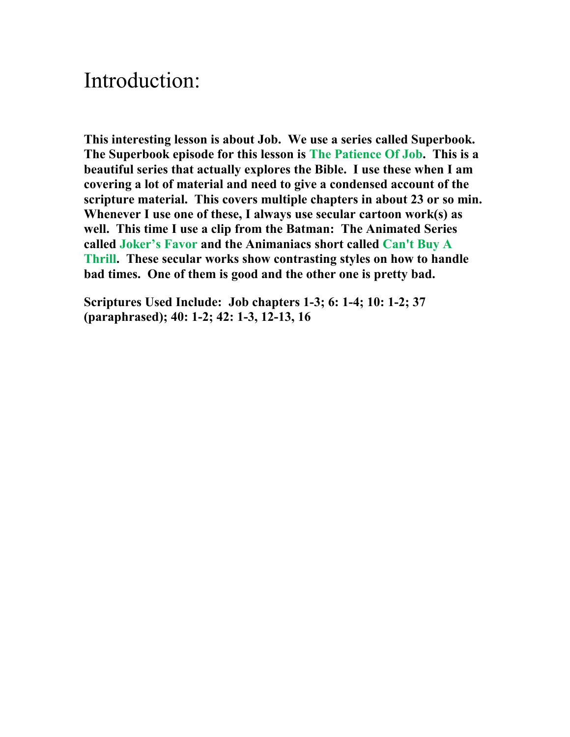# Introduction:

**This interesting lesson is about Job. We use a series called Superbook. The Superbook episode for this lesson is The Patience Of Job. This is a beautiful series that actually explores the Bible. I use these when I am covering a lot of material and need to give a condensed account of the scripture material. This covers multiple chapters in about 23 or so min. Whenever I use one of these, I always use secular cartoon work(s) as well. This time I use a clip from the Batman: The Animated Series called Joker's Favor and the Animaniacs short called Can't Buy A Thrill. These secular works show contrasting styles on how to handle bad times. One of them is good and the other one is pretty bad.**

**Scriptures Used Include: Job chapters 1-3; 6: 1-4; 10: 1-2; 37 (paraphrased); 40: 1-2; 42: 1-3, 12-13, 16**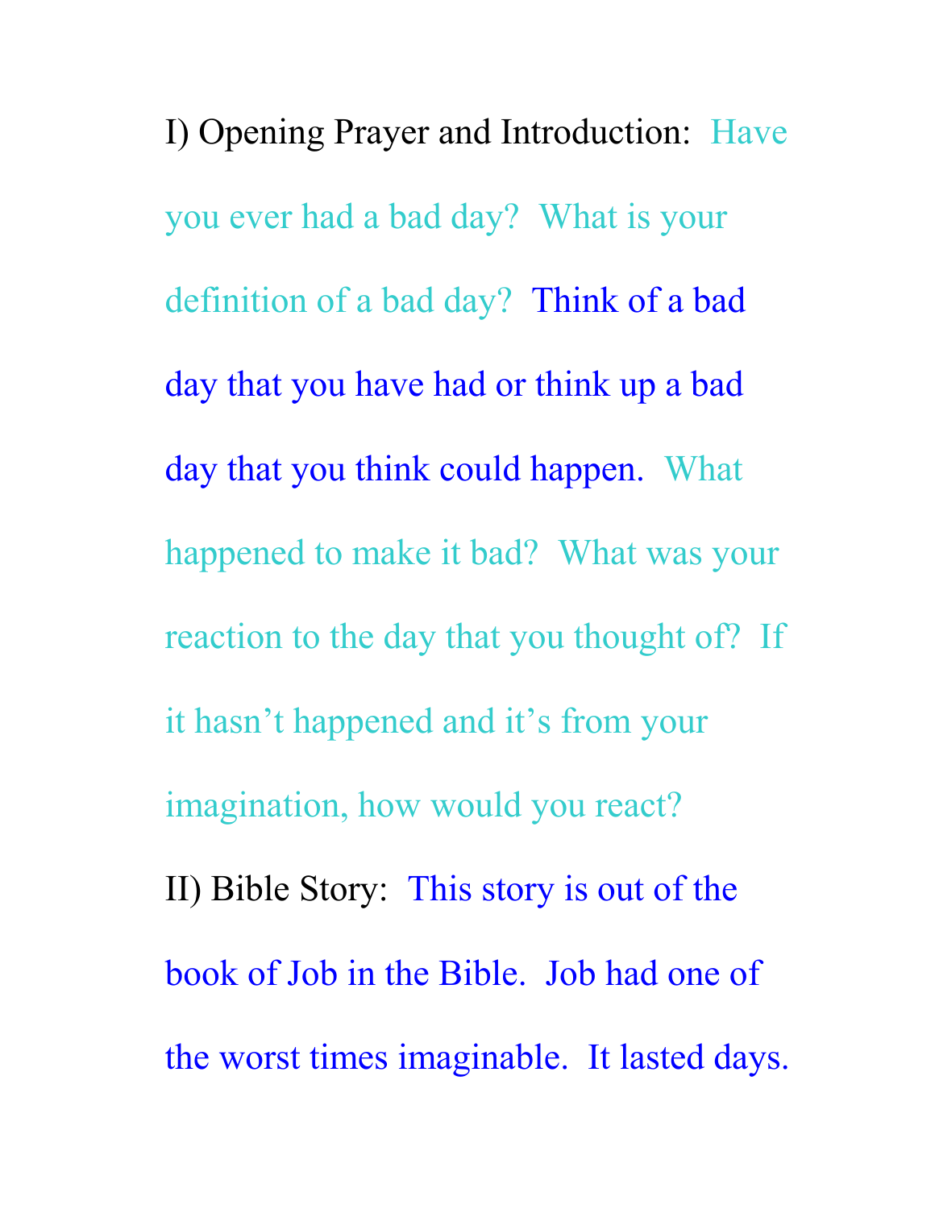I) Opening Prayer and Introduction: Have you ever had a bad day? What is your definition of a bad day? Think of a bad day that you have had or think up a bad day that you think could happen. What happened to make it bad? What was your reaction to the day that you thought of? If it hasn't happened and it's from your imagination, how would you react?

II) Bible Story: This story is out of the book of Job in the Bible. Job had one of the worst times imaginable. It lasted days.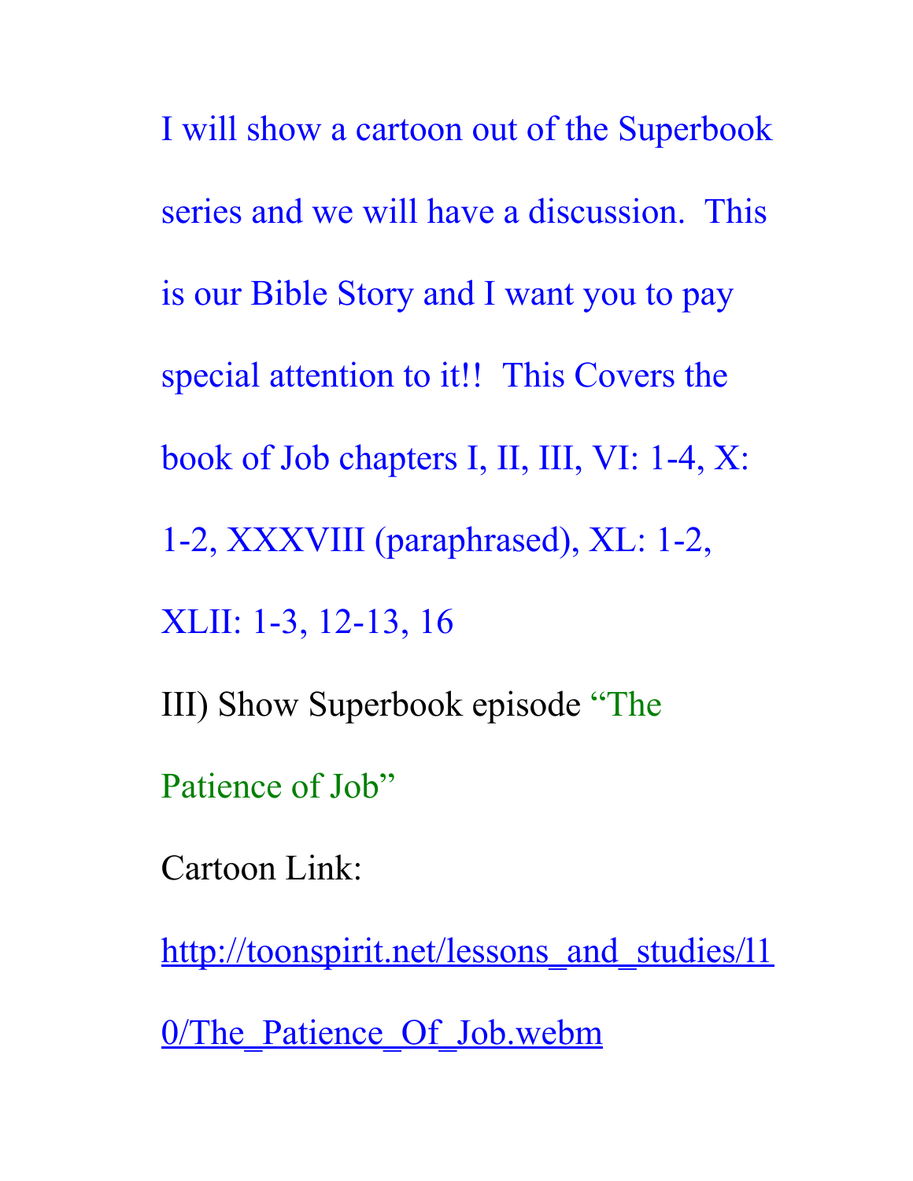I will show a cartoon out of the Superbook series and we will have a discussion. This is our Bible Story and I want you to pay special attention to it!! This Covers the book of Job chapters I, II, III, VI: 1-4, X: 1-2, XXXVIII (paraphrased), XL: 1-2, XLII: 1-3, 12-13, 16

III) Show Superbook episode "The Patience of Job"

Cartoon Link:

[http://toonspirit.net/lessons_and_studies/l10/The_Patience_Of_Job.webm](http://toonspirit.net/lessons_and_studies/l10/The_Patience_Of_Job.webm)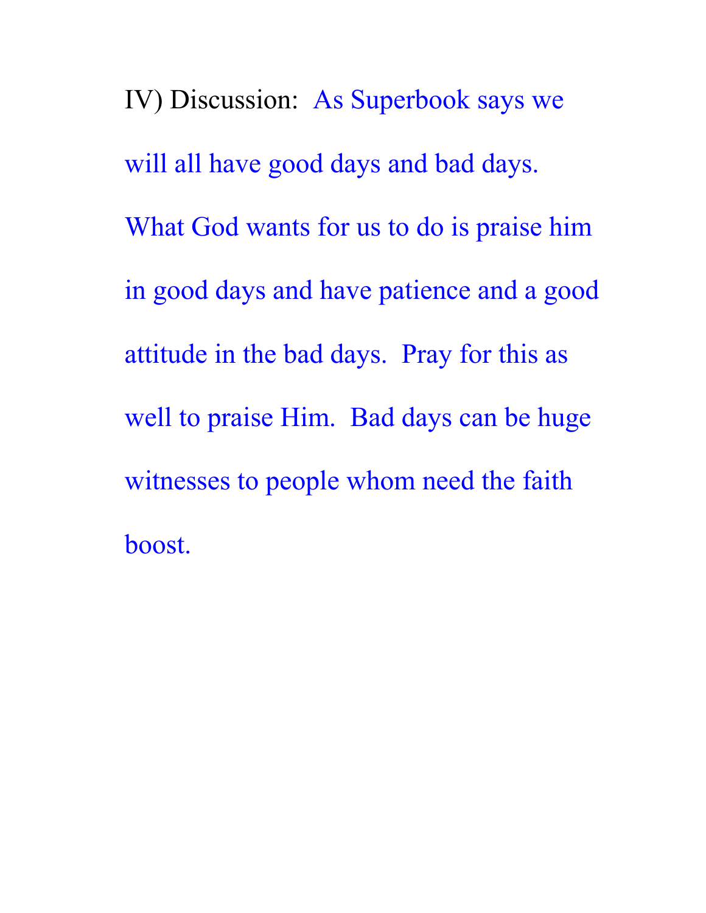IV) Discussion:  As Superbook says we will all have good days and bad days. What God wants for us to do is praise him in good days and have patience and a good attitude in the bad days.  Pray for this as well to praise Him.  Bad days can be huge witnesses to people whom need the faith boost.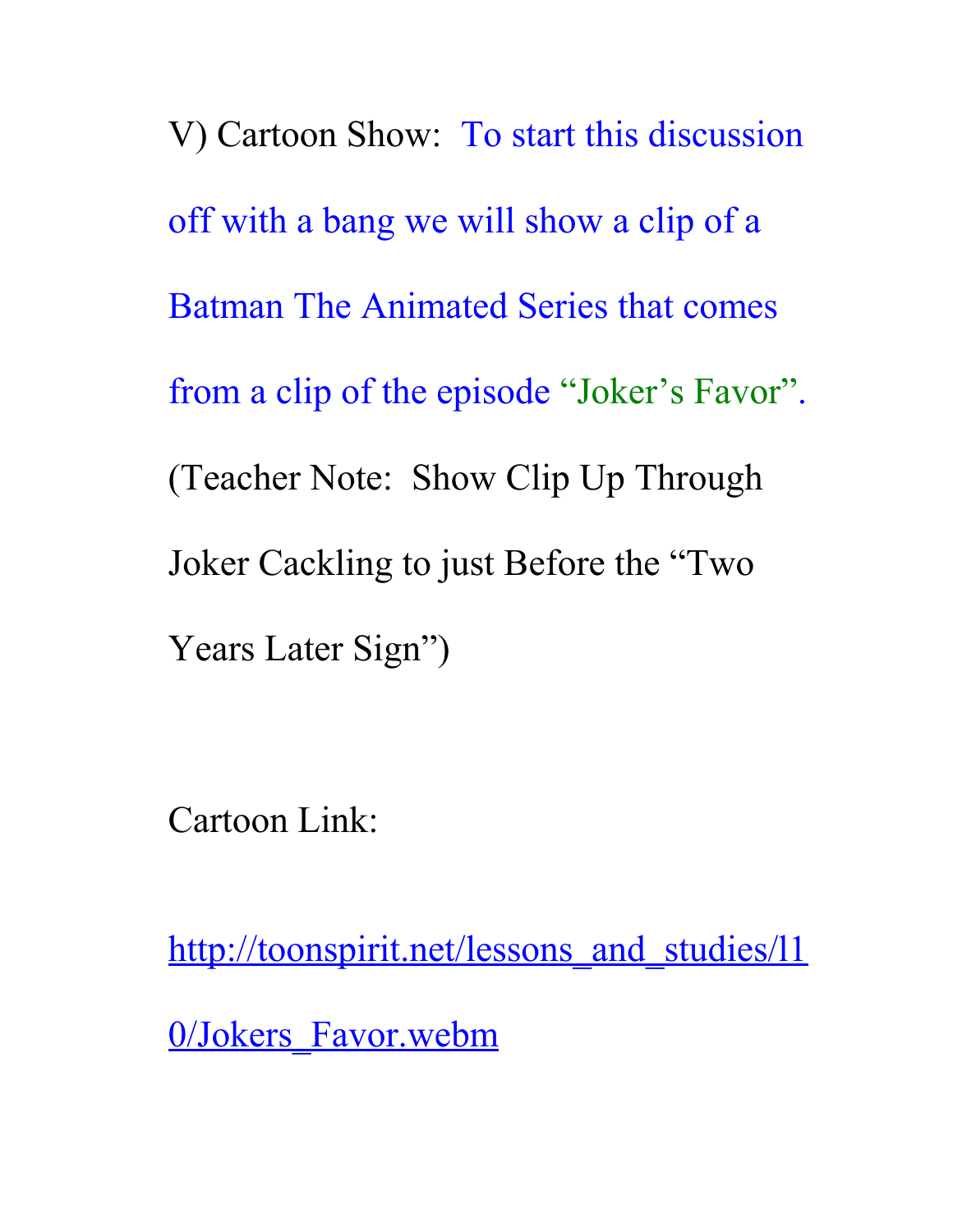V) Cartoon Show: To start this discussion off with a bang we will show a clip of a Batman The Animated Series that comes from a clip of the episode "Joker's Favor". (Teacher Note: Show Clip Up Through Joker Cackling to just Before the "Two Years Later Sign")

Cartoon Link:

http://toonspirit.net/lessons_and_studies/l10/Jokers_Favor.webm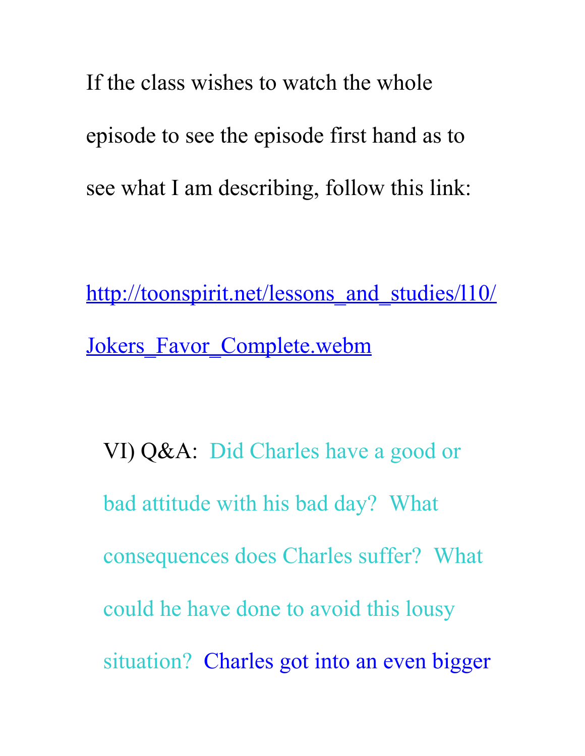If the class wishes to watch the whole episode to see the episode first hand as to see what I am describing, follow this link:

http://toonspirit.net/lessons_and_studies/l10/Jokers_Favor_Complete.webm

VI) Q&A: Did Charles have a good or bad attitude with his bad day? What consequences does Charles suffer? What could he have done to avoid this lousy situation? Charles got into an even bigger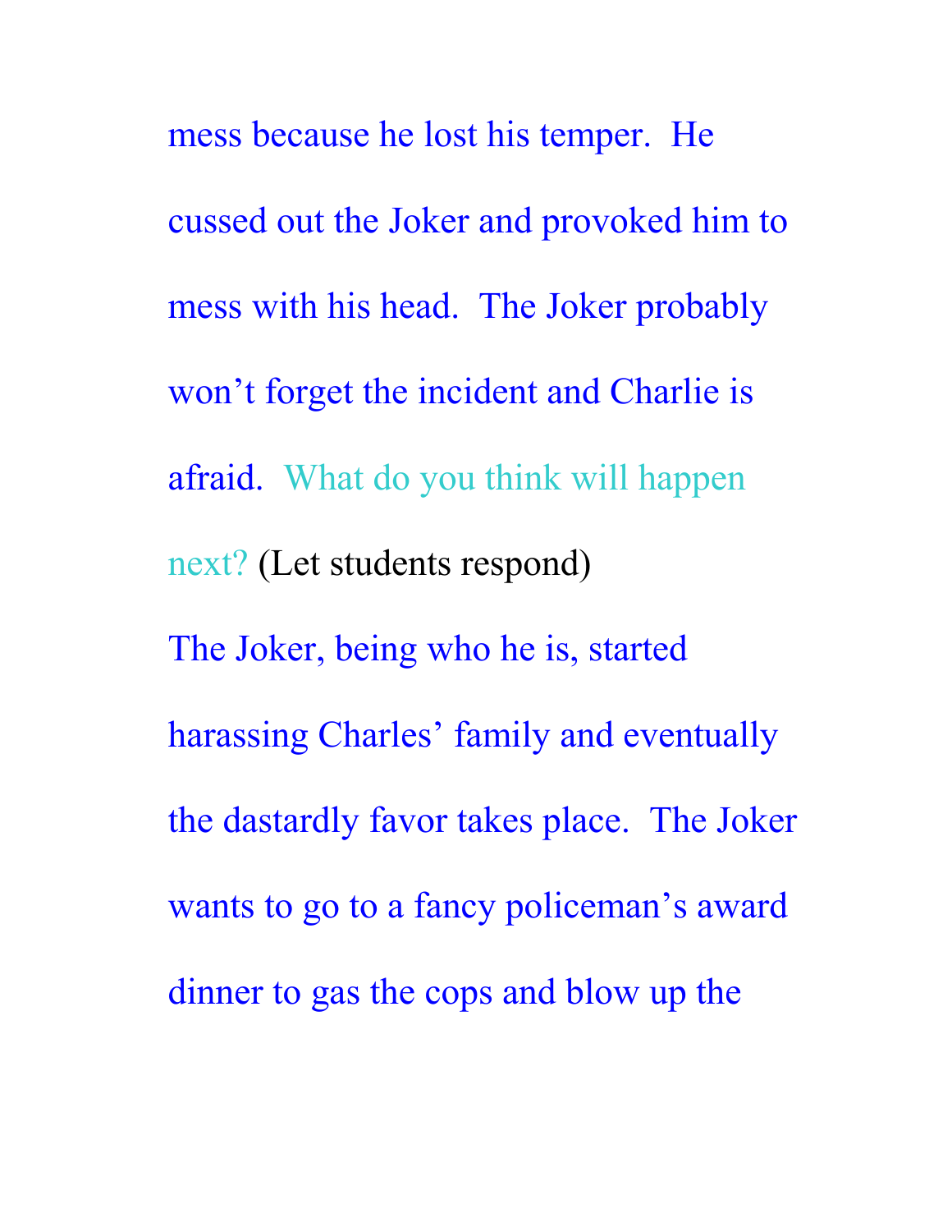mess because he lost his temper. He cussed out the Joker and provoked him to mess with his head. The Joker probably won't forget the incident and Charlie is afraid. What do you think will happen next? (Let students respond)

The Joker, being who he is, started harassing Charles' family and eventually the dastardly favor takes place. The Joker wants to go to a fancy policeman's award dinner to gas the cops and blow up the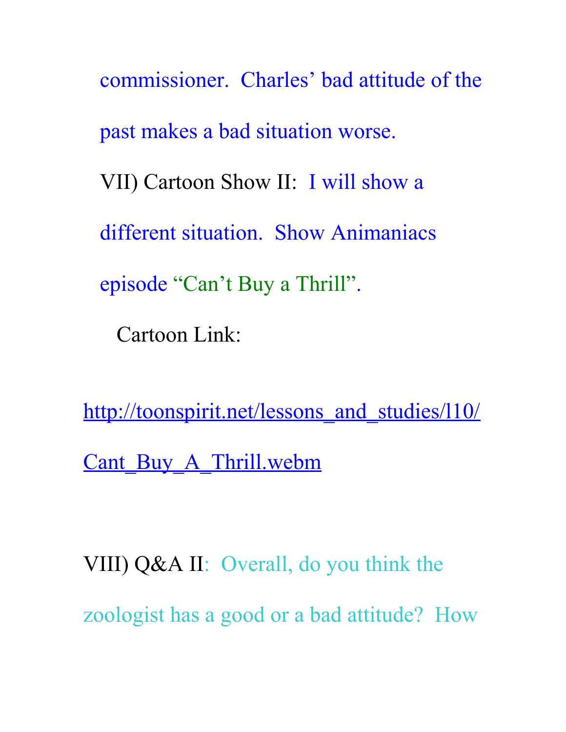commissioner. Charles' bad attitude of the past makes a bad situation worse.

VII) Cartoon Show II: I will show a different situation. Show Animaniacs episode "Can't Buy a Thrill".

Cartoon Link:

http://toonspirit.net/lessons_and_studies/l10/Cant_Buy_A_Thrill.webm

VIII) Q&A II: Overall, do you think the zoologist has a good or a bad attitude? How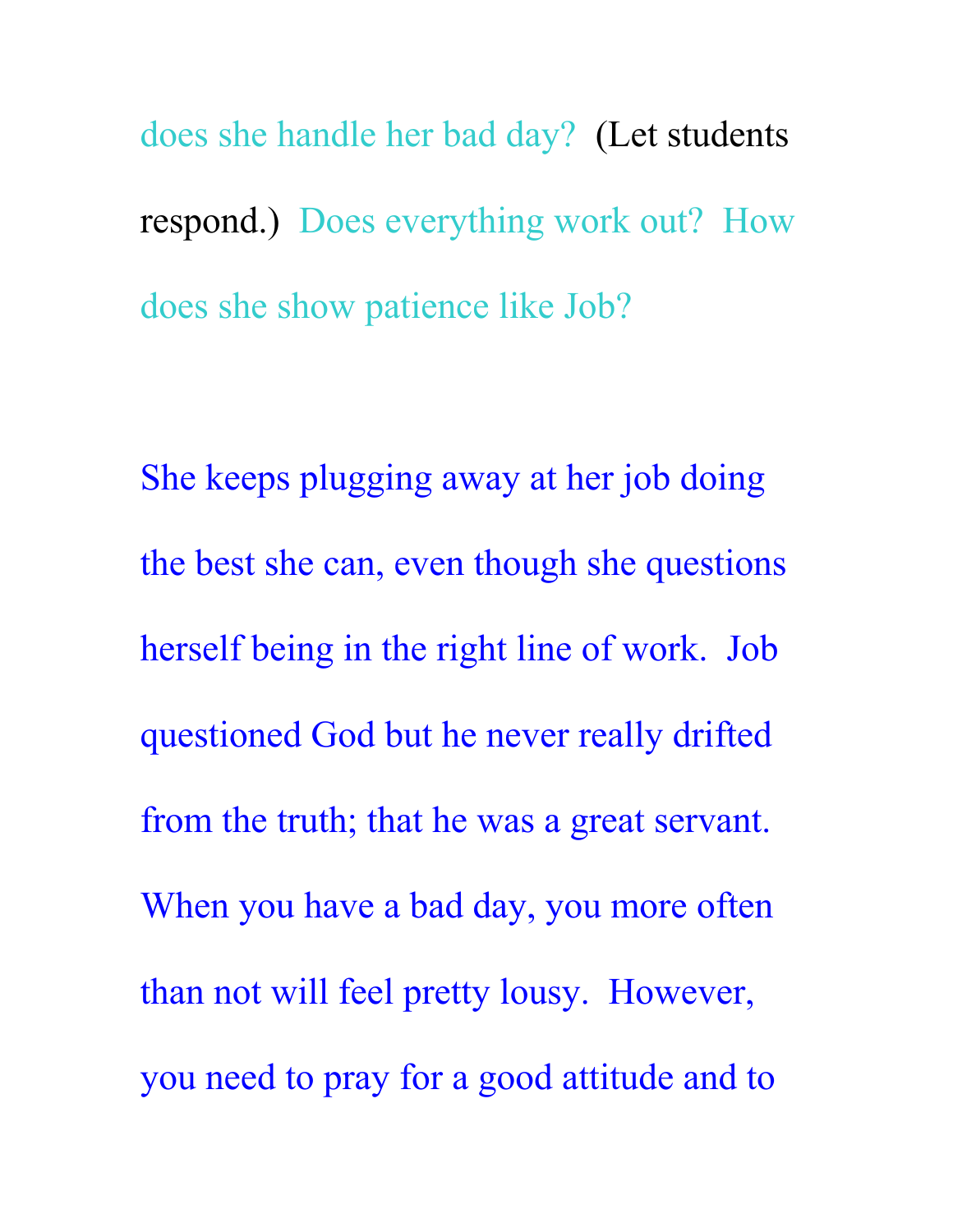does she handle her bad day? (Let students respond.) Does everything work out? How does she show patience like Job?

She keeps plugging away at her job doing the best she can, even though she questions herself being in the right line of work. Job questioned God but he never really drifted from the truth; that he was a great servant. When you have a bad day, you more often than not will feel pretty lousy. However, you need to pray for a good attitude and to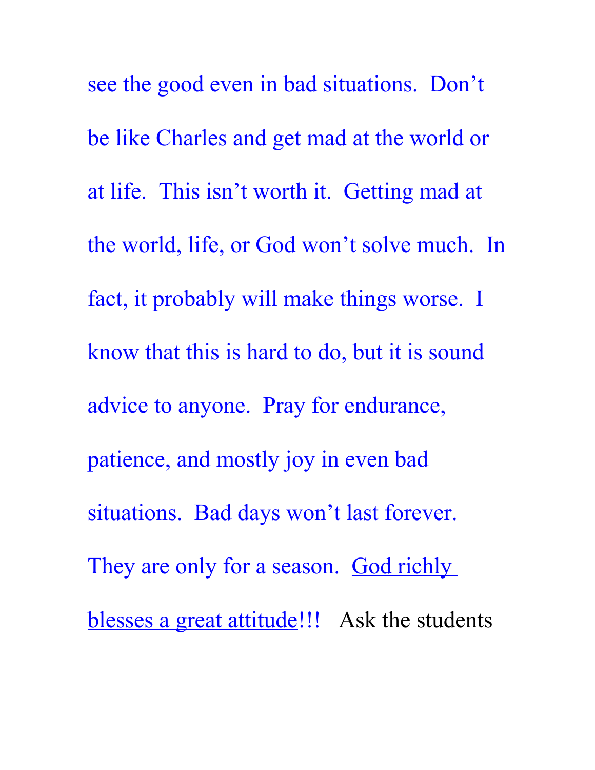see the good even in bad situations. Don't be like Charles and get mad at the world or at life. This isn't worth it. Getting mad at the world, life, or God won't solve much. In fact, it probably will make things worse. I know that this is hard to do, but it is sound advice to anyone. Pray for endurance, patience, and mostly joy in even bad situations. Bad days won't last forever. They are only for a season. <u>God richly blesses a great attitude</u>!!! Ask the students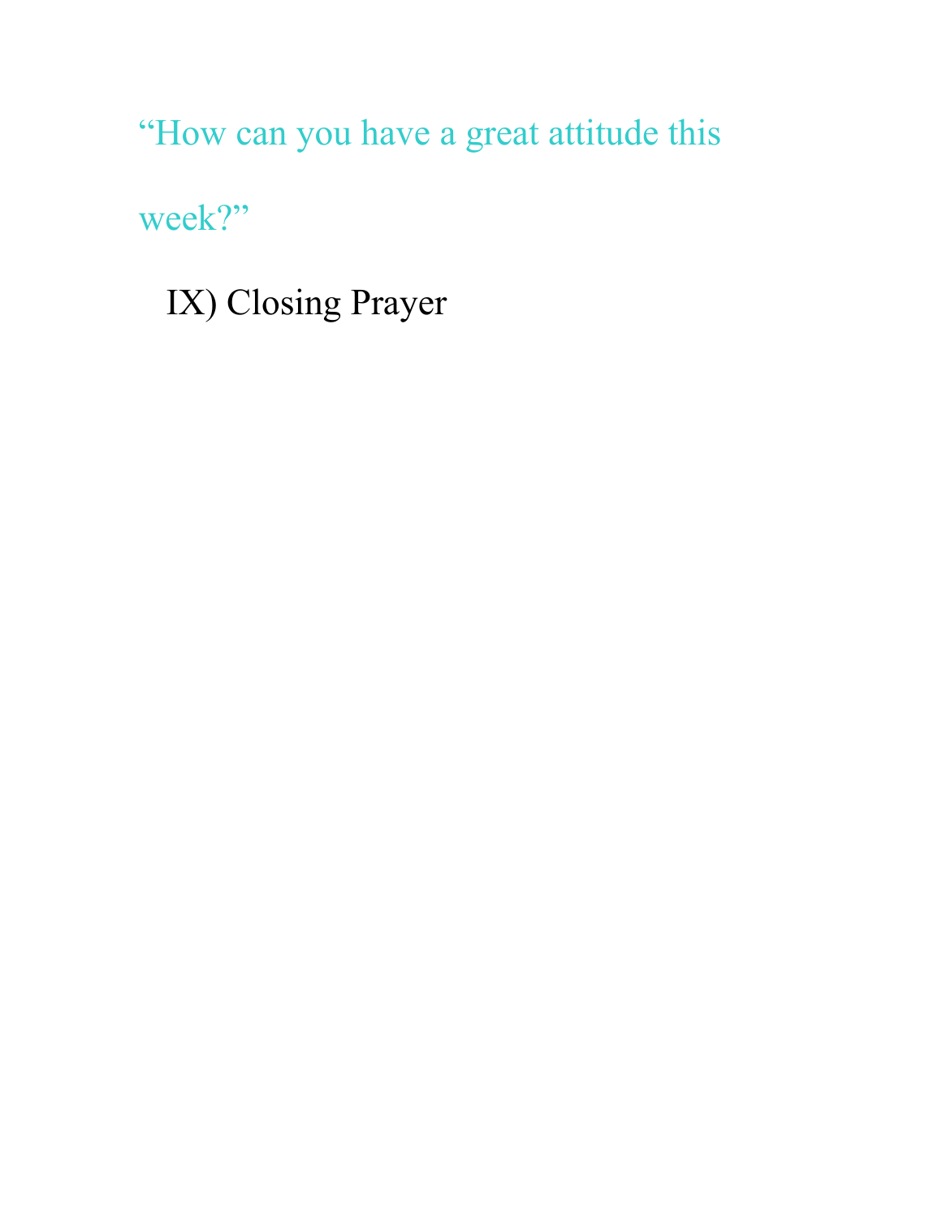"How can you have a great attitude this week?"

IX) Closing Prayer